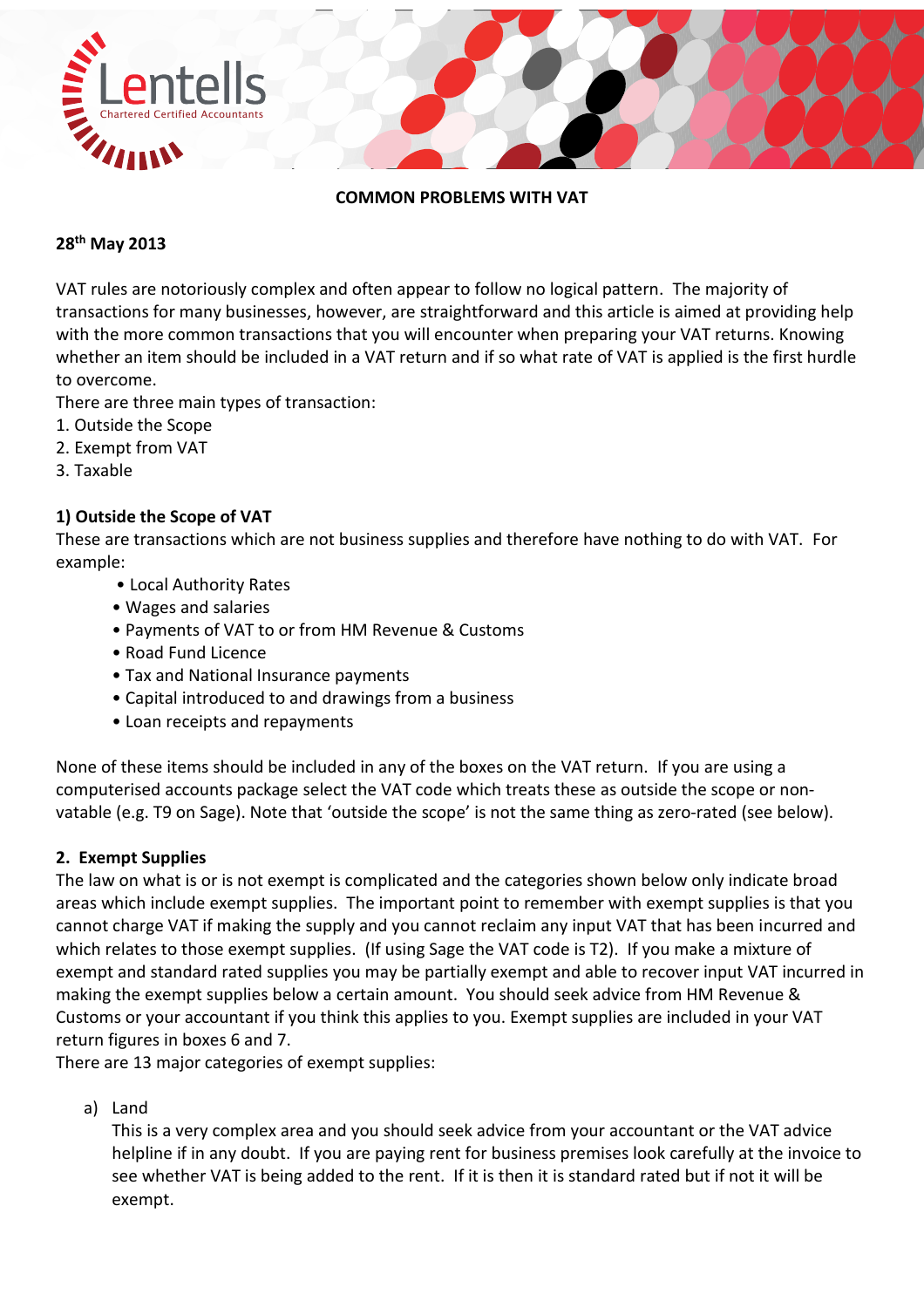## COMMON PROBLEMS WITH VAT

**28th May 2013**

VAT rules are notoriously complex and often appear to follow no logical pattern. The majority of transactions for many businesses, however, are straightforward and this article is aimed at providing help with the more common transactions that you will encounter when preparing your VAT returns. Knowing whether an item should be included in a VAT return and if so what rate of VAT is applied is the first hurdle to overcome.

There are three main types of transaction:

1. Outside the Scope
2. Exempt from VAT
3. Taxable

### 1) Outside the Scope of VAT

These are transactions which are not business supplies and therefore have nothing to do with VAT. For example:

- Local Authority Rates
- Wages and salaries
- Payments of VAT to or from HM Revenue & Customs
- Road Fund Licence
- Tax and National Insurance payments
- Capital introduced to and drawings from a business
- Loan receipts and repayments

None of these items should be included in any of the boxes on the VAT return. If you are using a computerised accounts package select the VAT code which treats these as outside the scope or non-vatable (e.g. T9 on Sage). Note that 'outside the scope' is not the same thing as zero-rated (see below).

### 2. Exempt Supplies

The law on what is or is not exempt is complicated and the categories shown below only indicate broad areas which include exempt supplies. The important point to remember with exempt supplies is that you cannot charge VAT if making the supply and you cannot reclaim any input VAT that has been incurred and which relates to those exempt supplies. (If using Sage the VAT code is T2). If you make a mixture of exempt and standard rated supplies you may be partially exempt and able to recover input VAT incurred in making the exempt supplies below a certain amount. You should seek advice from HM Revenue & Customs or your accountant if you think this applies to you. Exempt supplies are included in your VAT return figures in boxes 6 and 7.

There are 13 major categories of exempt supplies:

a) Land

This is a very complex area and you should seek advice from your accountant or the VAT advice helpline if in any doubt. If you are paying rent for business premises look carefully at the invoice to see whether VAT is being added to the rent. If it is then it is standard rated but if not it will be exempt.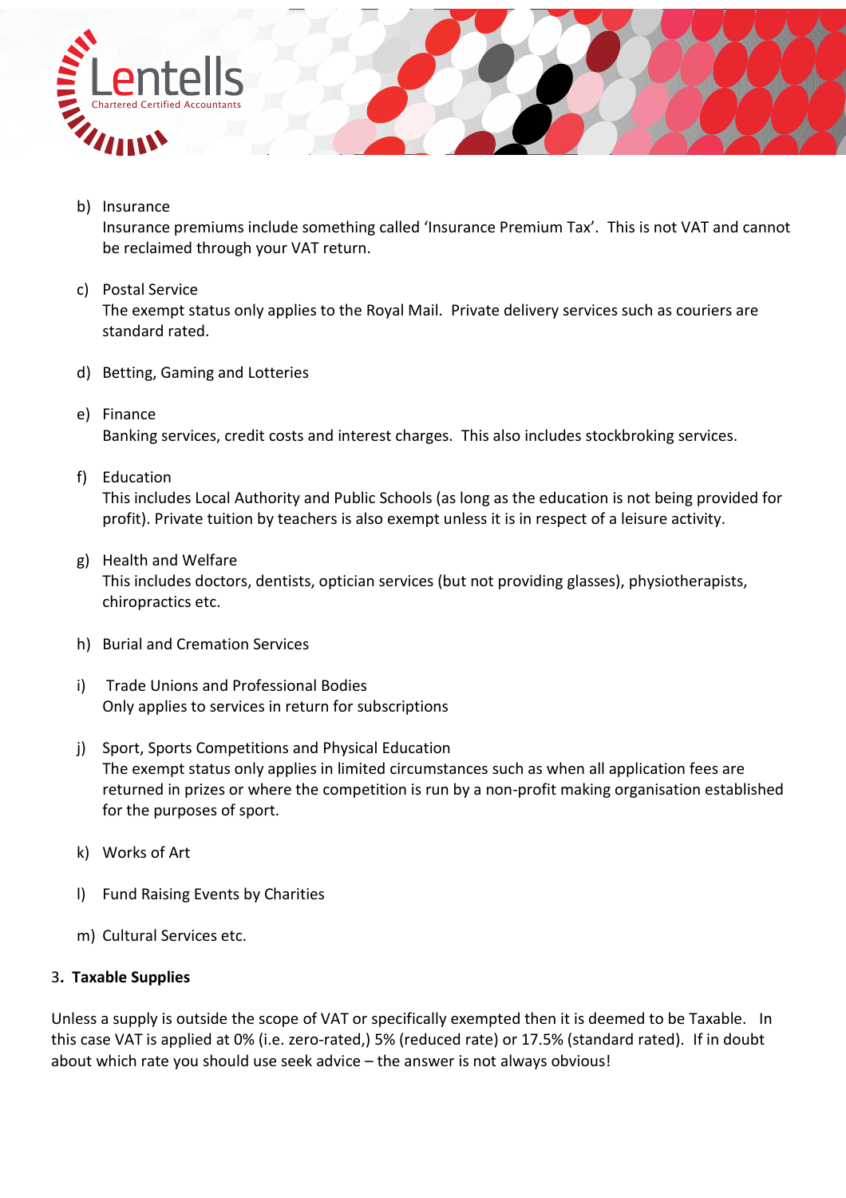b) Insurance
   Insurance premiums include something called 'Insurance Premium Tax'. This is not VAT and cannot be reclaimed through your VAT return.

c) Postal Service
   The exempt status only applies to the Royal Mail. Private delivery services such as couriers are standard rated.

d) Betting, Gaming and Lotteries

e) Finance
   Banking services, credit costs and interest charges. This also includes stockbroking services.

f) Education
   This includes Local Authority and Public Schools (as long as the education is not being provided for profit). Private tuition by teachers is also exempt unless it is in respect of a leisure activity.

g) Health and Welfare
   This includes doctors, dentists, optician services (but not providing glasses), physiotherapists, chiropractics etc.

h) Burial and Cremation Services

i) Trade Unions and Professional Bodies
   Only applies to services in return for subscriptions

j) Sport, Sports Competitions and Physical Education
   The exempt status only applies in limited circumstances such as when all application fees are returned in prizes or where the competition is run by a non-profit making organisation established for the purposes of sport.

k) Works of Art

l) Fund Raising Events by Charities

m) Cultural Services etc.

### 3. Taxable Supplies

Unless a supply is outside the scope of VAT or specifically exempted then it is deemed to be Taxable. In this case VAT is applied at 0% (i.e. zero-rated,) 5% (reduced rate) or 17.5% (standard rated). If in doubt about which rate you should use seek advice – the answer is not always obvious!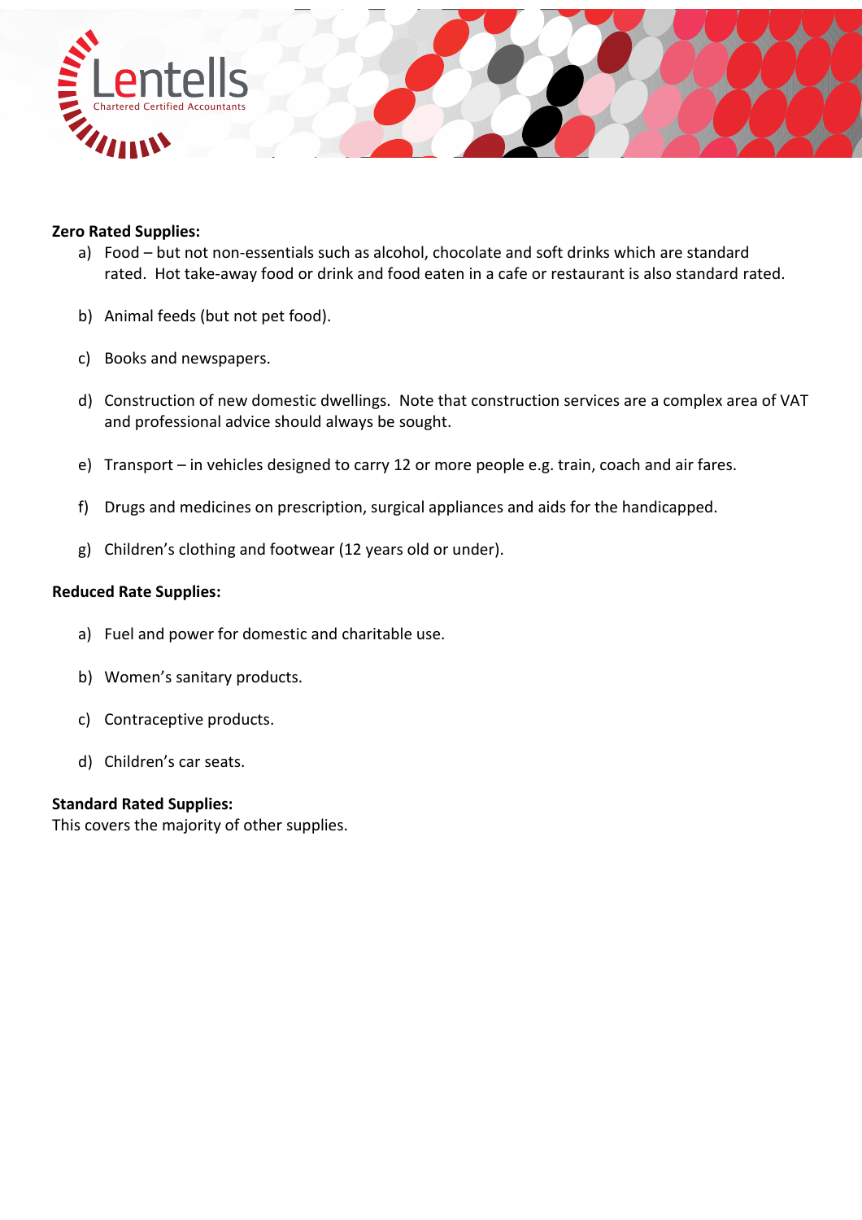**Zero Rated Supplies:**

a) Food – but not non-essentials such as alcohol, chocolate and soft drinks which are standard rated. Hot take-away food or drink and food eaten in a cafe or restaurant is also standard rated.

b) Animal feeds (but not pet food).

c) Books and newspapers.

d) Construction of new domestic dwellings. Note that construction services are a complex area of VAT and professional advice should always be sought.

e) Transport – in vehicles designed to carry 12 or more people e.g. train, coach and air fares.

f) Drugs and medicines on prescription, surgical appliances and aids for the handicapped.

g) Children's clothing and footwear (12 years old or under).

**Reduced Rate Supplies:**

a) Fuel and power for domestic and charitable use.

b) Women's sanitary products.

c) Contraceptive products.

d) Children's car seats.

**Standard Rated Supplies:**
This covers the majority of other supplies.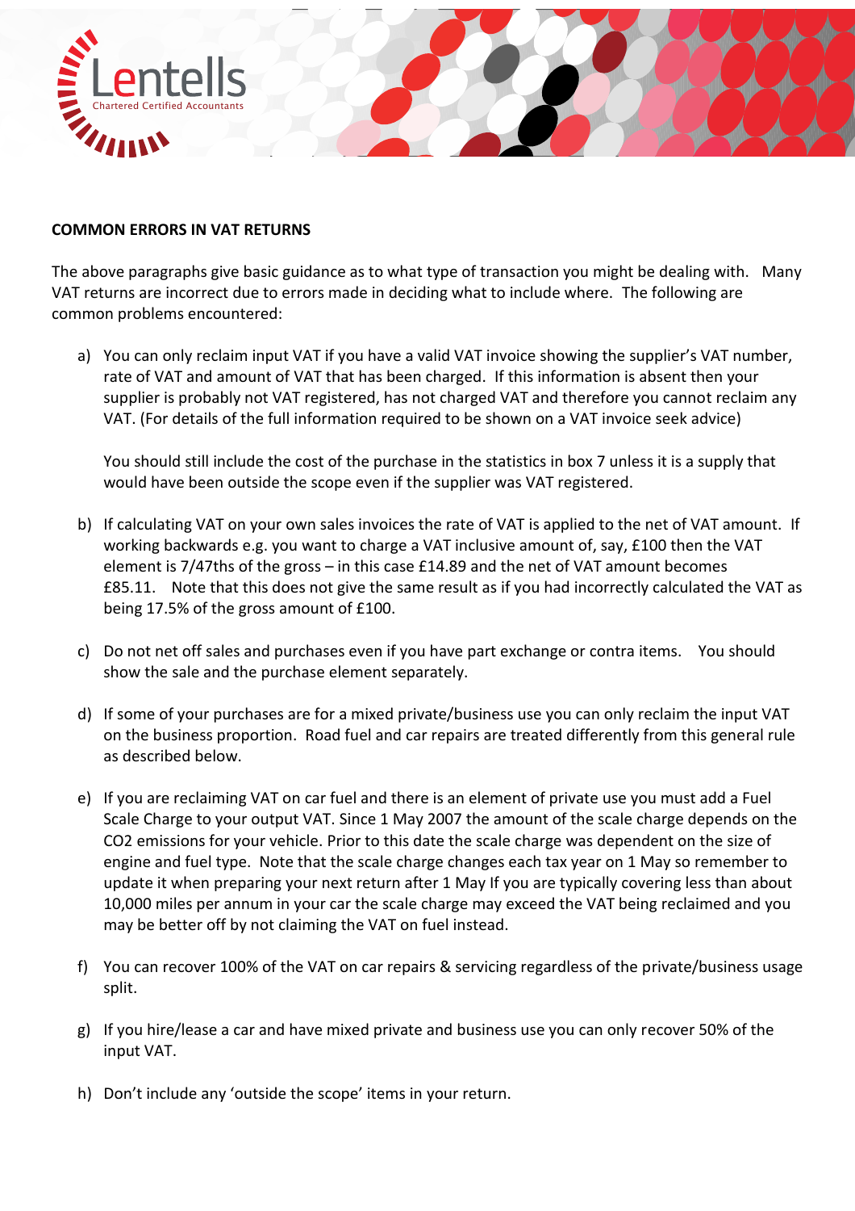**COMMON ERRORS IN VAT RETURNS**

The above paragraphs give basic guidance as to what type of transaction you might be dealing with. Many VAT returns are incorrect due to errors made in deciding what to include where. The following are common problems encountered:

a) You can only reclaim input VAT if you have a valid VAT invoice showing the supplier's VAT number, rate of VAT and amount of VAT that has been charged. If this information is absent then your supplier is probably not VAT registered, has not charged VAT and therefore you cannot reclaim any VAT. (For details of the full information required to be shown on a VAT invoice seek advice)

   You should still include the cost of the purchase in the statistics in box 7 unless it is a supply that would have been outside the scope even if the supplier was VAT registered.

b) If calculating VAT on your own sales invoices the rate of VAT is applied to the net of VAT amount. If working backwards e.g. you want to charge a VAT inclusive amount of, say, £100 then the VAT element is 7/47ths of the gross – in this case £14.89 and the net of VAT amount becomes £85.11. Note that this does not give the same result as if you had incorrectly calculated the VAT as being 17.5% of the gross amount of £100.

c) Do not net off sales and purchases even if you have part exchange or contra items. You should show the sale and the purchase element separately.

d) If some of your purchases are for a mixed private/business use you can only reclaim the input VAT on the business proportion. Road fuel and car repairs are treated differently from this general rule as described below.

e) If you are reclaiming VAT on car fuel and there is an element of private use you must add a Fuel Scale Charge to your output VAT. Since 1 May 2007 the amount of the scale charge depends on the $CO_2$ emissions for your vehicle. Prior to this date the scale charge was dependent on the size of engine and fuel type. Note that the scale charge changes each tax year on 1 May so remember to update it when preparing your next return after 1 May If you are typically covering less than about 10,000 miles per annum in your car the scale charge may exceed the VAT being reclaimed and you may be better off by not claiming the VAT on fuel instead.

f) You can recover 100% of the VAT on car repairs & servicing regardless of the private/business usage split.

g) If you hire/lease a car and have mixed private and business use you can only recover 50% of the input VAT.

h) Don't include any 'outside the scope' items in your return.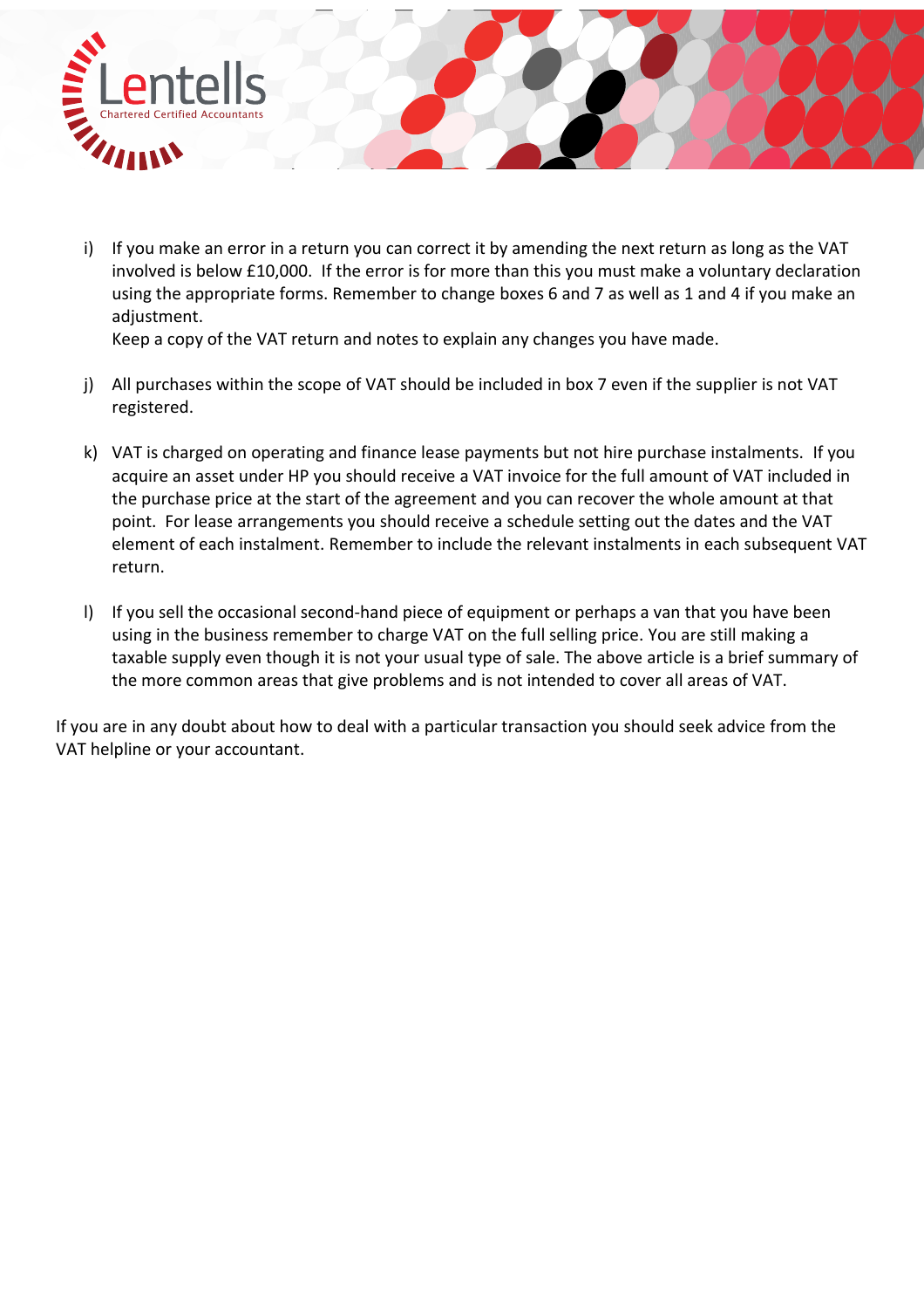i) If you make an error in a return you can correct it by amending the next return as long as the VAT involved is below £10,000. If the error is for more than this you must make a voluntary declaration using the appropriate forms. Remember to change boxes 6 and 7 as well as 1 and 4 if you make an adjustment.
   Keep a copy of the VAT return and notes to explain any changes you have made.

j) All purchases within the scope of VAT should be included in box 7 even if the supplier is not VAT registered.

k) VAT is charged on operating and finance lease payments but not hire purchase instalments. If you acquire an asset under HP you should receive a VAT invoice for the full amount of VAT included in the purchase price at the start of the agreement and you can recover the whole amount at that point. For lease arrangements you should receive a schedule setting out the dates and the VAT element of each instalment. Remember to include the relevant instalments in each subsequent VAT return.

l) If you sell the occasional second-hand piece of equipment or perhaps a van that you have been using in the business remember to charge VAT on the full selling price. You are still making a taxable supply even though it is not your usual type of sale. The above article is a brief summary of the more common areas that give problems and is not intended to cover all areas of VAT.

If you are in any doubt about how to deal with a particular transaction you should seek advice from the VAT helpline or your accountant.